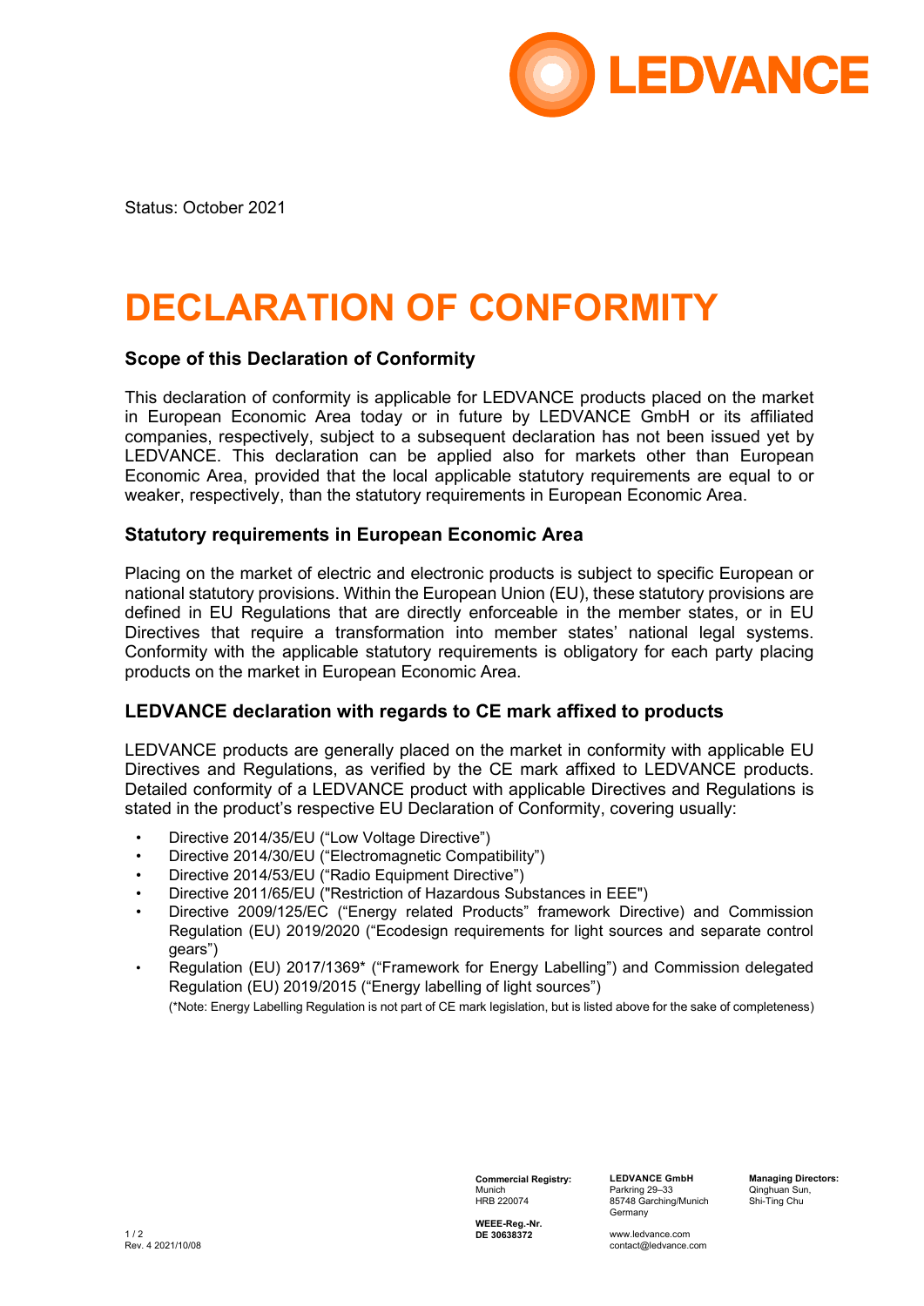Status: October 2021

# DECLARATION OF CONFORMITY

### Scope of this Declaration of Conformity

This declaration of conformity is applicable for LEDVANCE products placed on the market in European Economic Area today or in future by LEDVANCE GmbH or its affiliated companies, respectively, subject to a subsequent declaration has not been issued yet by LEDVANCE. This declaration can be applied also for markets other than European Economic Area, provided that the local applicable statutory requirements are equal to or weaker, respectively, than the statutory requirements in European Economic Area.

### Statutory requirements in European Economic Area

Placing on the market of electric and electronic products is subject to specific European or national statutory provisions. Within the European Union (EU), these statutory provisions are defined in EU Regulations that are directly enforceable in the member states, or in EU Directives that require a transformation into member states' national legal systems. Conformity with the applicable statutory requirements is obligatory for each party placing products on the market in European Economic Area.

### LEDVANCE declaration with regards to CE mark affixed to products

LEDVANCE products are generally placed on the market in conformity with applicable EU Directives and Regulations, as verified by the CE mark affixed to LEDVANCE products. Detailed conformity of a LEDVANCE product with applicable Directives and Regulations is stated in the product's respective EU Declaration of Conformity, covering usually:

- Directive 2014/35/EU ("Low Voltage Directive")
- Directive 2014/30/EU ("Electromagnetic Compatibility")
- Directive 2014/53/EU ("Radio Equipment Directive")
- Directive 2011/65/EU ("Restriction of Hazardous Substances in EEE")
- Directive 2009/125/EC ("Energy related Products" framework Directive) and Commission Regulation (EU) 2019/2020 ("Ecodesign requirements for light sources and separate control gears")
- Regulation (EU) 2017/1369* ("Framework for Energy Labelling") and Commission delegated Regulation (EU) 2019/2015 ("Energy labelling of light sources")

  (*Note: Energy Labelling Regulation is not part of CE mark legislation, but is listed above for the sake of completeness)

**Commercial Registry:** Munich HRB 220074

**WEEE-Reg.-Nr. DE 30638372**

**LEDVANCE GmbH**
Parkring 29–33
85748 Garching/Munich
Germany

www.ledvance.com
contact@ledvance.com

**Managing Directors:** Qinghuan Sun, Shi-Ting Chu

Rev. 4 2021/10/08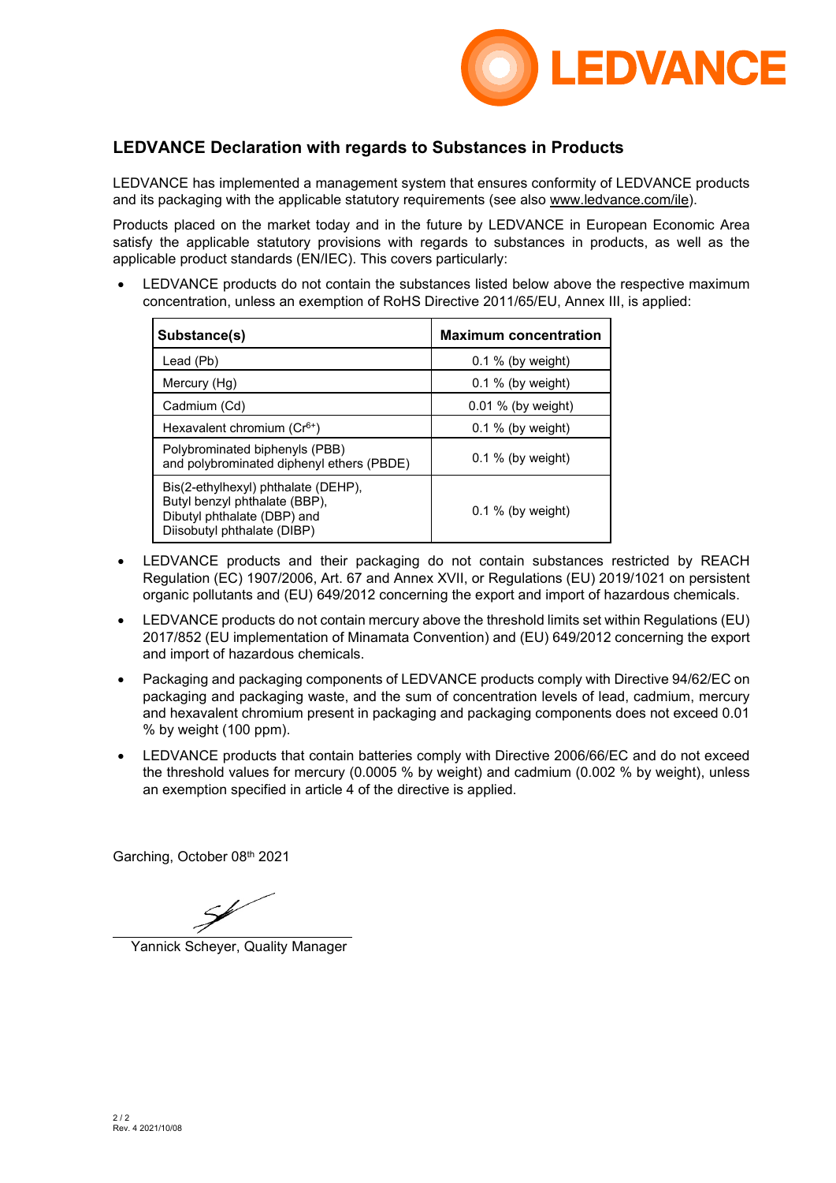## LEDVANCE Declaration with regards to Substances in Products

LEDVANCE has implemented a management system that ensures conformity of LEDVANCE products and its packaging with the applicable statutory requirements (see also www.ledvance.com/ile).

Products placed on the market today and in the future by LEDVANCE in European Economic Area satisfy the applicable statutory provisions with regards to substances in products, as well as the applicable product standards (EN/IEC). This covers particularly:

- LEDVANCE products do not contain the substances listed below above the respective maximum concentration, unless an exemption of RoHS Directive 2011/65/EU, Annex III, is applied:

| Substance(s) | Maximum concentration |
|---|---|
| Lead (Pb) | 0.1 % (by weight) |
| Mercury (Hg) | 0.1 % (by weight) |
| Cadmium (Cd) | 0.01 % (by weight) |
| Hexavalent chromium ($Cr^{6+}$) | 0.1 % (by weight) |
| Polybrominated biphenyls (PBB) and polybrominated diphenyl ethers (PBDE) | 0.1 % (by weight) |
| Bis(2-ethylhexyl) phthalate (DEHP), Butyl benzyl phthalate (BBP), Dibutyl phthalate (DBP) and Diisobutyl phthalate (DIBP) | 0.1 % (by weight) |

- LEDVANCE products and their packaging do not contain substances restricted by REACH Regulation (EC) 1907/2006, Art. 67 and Annex XVII, or Regulations (EU) 2019/1021 on persistent organic pollutants and (EU) 649/2012 concerning the export and import of hazardous chemicals.
- LEDVANCE products do not contain mercury above the threshold limits set within Regulations (EU) 2017/852 (EU implementation of Minamata Convention) and (EU) 649/2012 concerning the export and import of hazardous chemicals.
- Packaging and packaging components of LEDVANCE products comply with Directive 94/62/EC on packaging and packaging waste, and the sum of concentration levels of lead, cadmium, mercury and hexavalent chromium present in packaging and packaging components does not exceed 0.01 % by weight (100 ppm).
- LEDVANCE products that contain batteries comply with Directive 2006/66/EC and do not exceed the threshold values for mercury (0.0005 % by weight) and cadmium (0.002 % by weight), unless an exemption specified in article 4 of the directive is applied.

Garching, October 08th 2021

Yannick Scheyer, Quality Manager

Rev. 4 2021/10/08